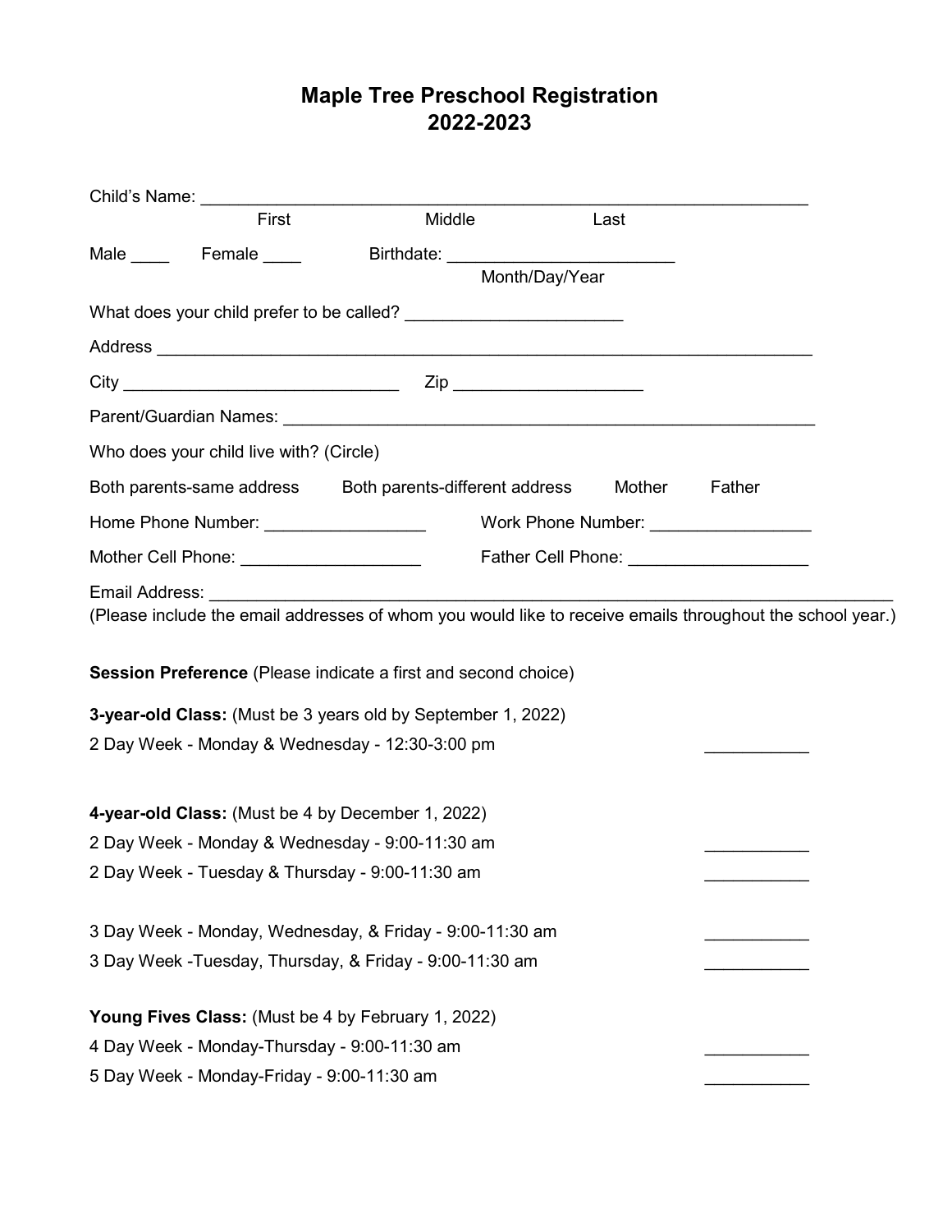# Maple Tree Preschool Registration
# 2022-2023

Child's Name: ________________________________________________________________
First Middle Last

Male ____ Female ____ Birthdate: ________________________
Month/Day/Year

What does your child prefer to be called? ______________________

Address ______________________________________________________________________

City ____________________________ Zip ____________________

Parent/Guardian Names: ________________________________________________________

Who does your child live with? (Circle)

Both parents-same address Both parents-different address Mother Father

Home Phone Number: _________________ Work Phone Number: _________________

Mother Cell Phone: ___________________ Father Cell Phone: ___________________

Email Address: ________________________________________________________________
(Please include the email addresses of whom you would like to receive emails throughout the school year.)

**Session Preference** (Please indicate a first and second choice)

**3-year-old Class:** (Must be 3 years old by September 1, 2022)

2 Day Week - Monday & Wednesday - 12:30-3:00 pm ___________

**4-year-old Class:** (Must be 4 by December 1, 2022)

2 Day Week - Monday & Wednesday - 9:00-11:30 am ___________

2 Day Week - Tuesday & Thursday - 9:00-11:30 am ___________

3 Day Week - Monday, Wednesday, & Friday - 9:00-11:30 am ___________

3 Day Week -Tuesday, Thursday, & Friday - 9:00-11:30 am ___________

**Young Fives Class:** (Must be 4 by February 1, 2022)

4 Day Week - Monday-Thursday - 9:00-11:30 am ___________

5 Day Week - Monday-Friday - 9:00-11:30 am ___________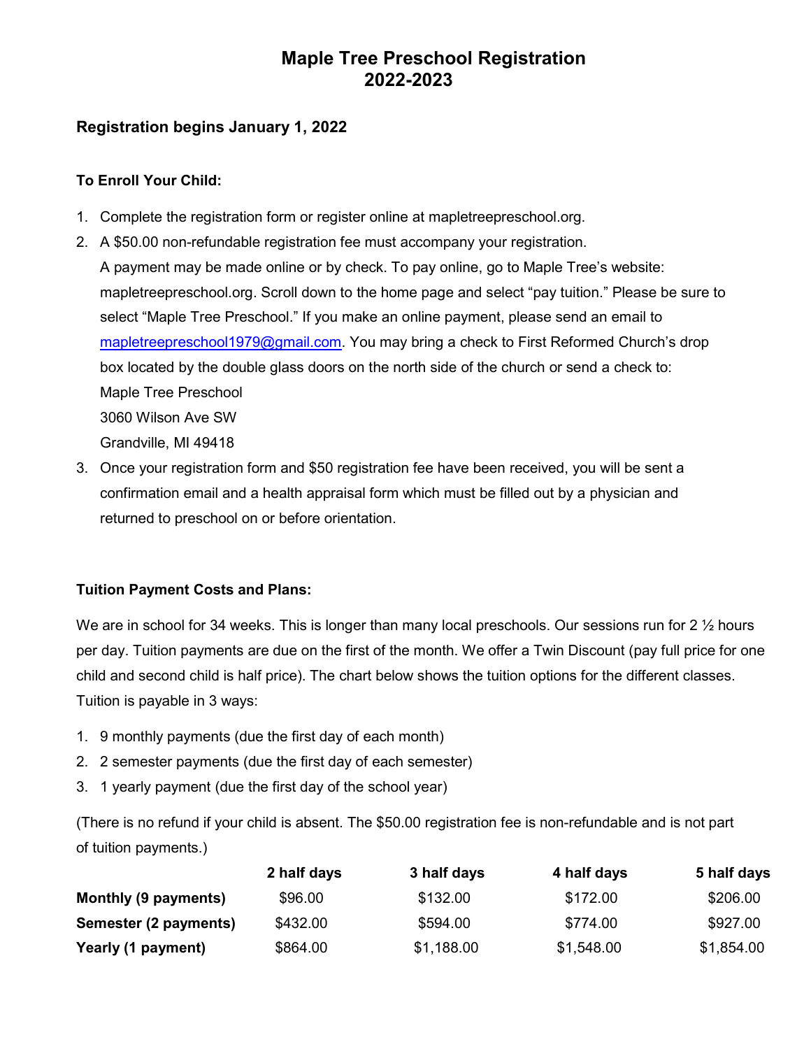# Maple Tree Preschool Registration
# 2022-2023

### Registration begins January 1, 2022

### To Enroll Your Child:

1. Complete the registration form or register online at mapletreepreschool.org.
2. A $50.00 non-refundable registration fee must accompany your registration.
   A payment may be made online or by check. To pay online, go to Maple Tree's website: mapletreepreschool.org. Scroll down to the home page and select "pay tuition." Please be sure to select "Maple Tree Preschool." If you make an online payment, please send an email to mapletreepreschool1979@gmail.com. You may bring a check to First Reformed Church's drop box located by the double glass doors on the north side of the church or send a check to:
   Maple Tree Preschool
   3060 Wilson Ave SW
   Grandville, MI 49418
3. Once your registration form and $50 registration fee have been received, you will be sent a confirmation email and a health appraisal form which must be filled out by a physician and returned to preschool on or before orientation.

### Tuition Payment Costs and Plans:

We are in school for 34 weeks. This is longer than many local preschools. Our sessions run for 2 ½ hours per day. Tuition payments are due on the first of the month. We offer a Twin Discount (pay full price for one child and second child is half price). The chart below shows the tuition options for the different classes. Tuition is payable in 3 ways:

1. 9 monthly payments (due the first day of each month)
2. 2 semester payments (due the first day of each semester)
3. 1 yearly payment (due the first day of the school year)

(There is no refund if your child is absent. The $50.00 registration fee is non-refundable and is not part of tuition payments.)

| | 2 half days | 3 half days | 4 half days | 5 half days |
|---|---|---|---|---|
| **Monthly (9 payments)** | $96.00 | $132.00 | $172.00 | $206.00 |
| **Semester (2 payments)** | $432.00 | $594.00 | $774.00 | $927.00 |
| **Yearly (1 payment)** | $864.00 | $1,188.00 | $1,548.00 | $1,854.00 |